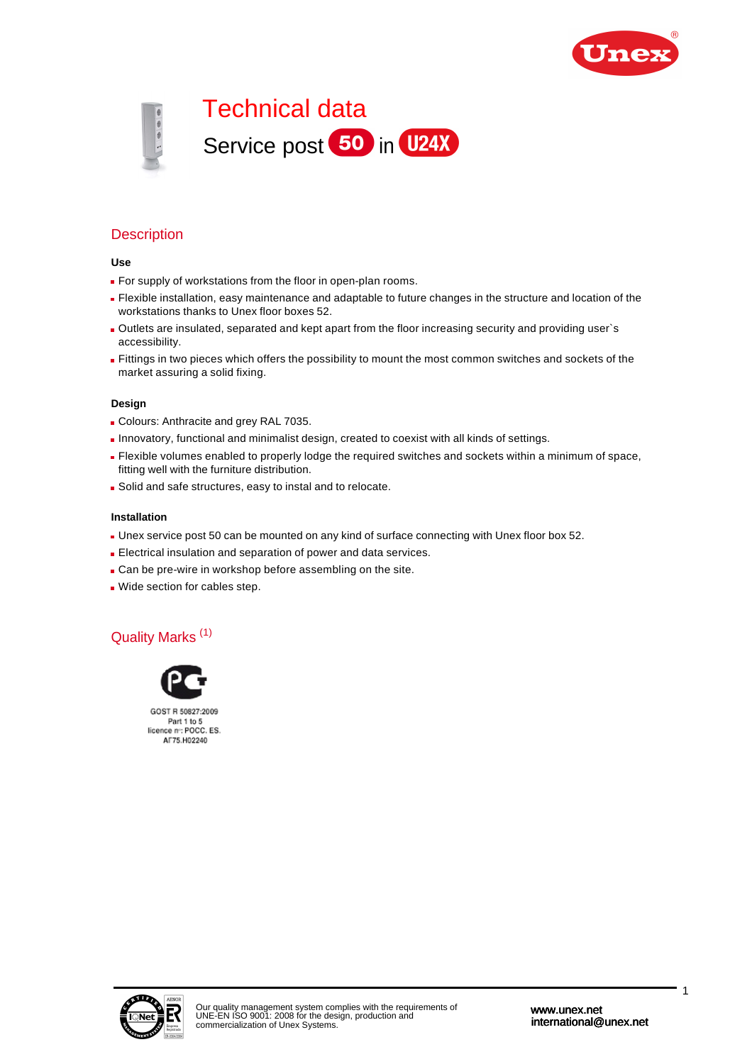# Technical data

## Service post 50 in U24X

## Description

### Use

- For supply of workstations from the floor in open-plan rooms.
- Flexible installation, easy maintenance and adaptable to future changes in the structure and location of the workstations thanks to Unex floor boxes 52.
- Outlets are insulated, separated and kept apart from the floor increasing security and providing user`s accessibility.
- Fittings in two pieces which offers the possibility to mount the most common switches and sockets of the market assuring a solid fixing.

### Design

- Colours: Anthracite and grey RAL 7035.
- Innovatory, functional and minimalist design, created to coexist with all kinds of settings.
- Flexible volumes enabled to properly lodge the required switches and sockets within a minimum of space, fitting well with the furniture distribution.
- Solid and safe structures, easy to instal and to relocate.

### Installation

- Unex service post 50 can be mounted on any kind of surface connecting with Unex floor box 52.
- Electrical insulation and separation of power and data services.
- Can be pre-wire in workshop before assembling on the site.
- Wide section for cables step.

## Quality Marks (1)

GOST R 50827:2009
Part 1 to 5
licence nº: POCC. ES.
AГ75.H02240

Our quality management system complies with the requirements of UNE-EN ISO 9001: 2008 for the design, production and commercialization of Unex Systems.

www.unex.net
international@unex.net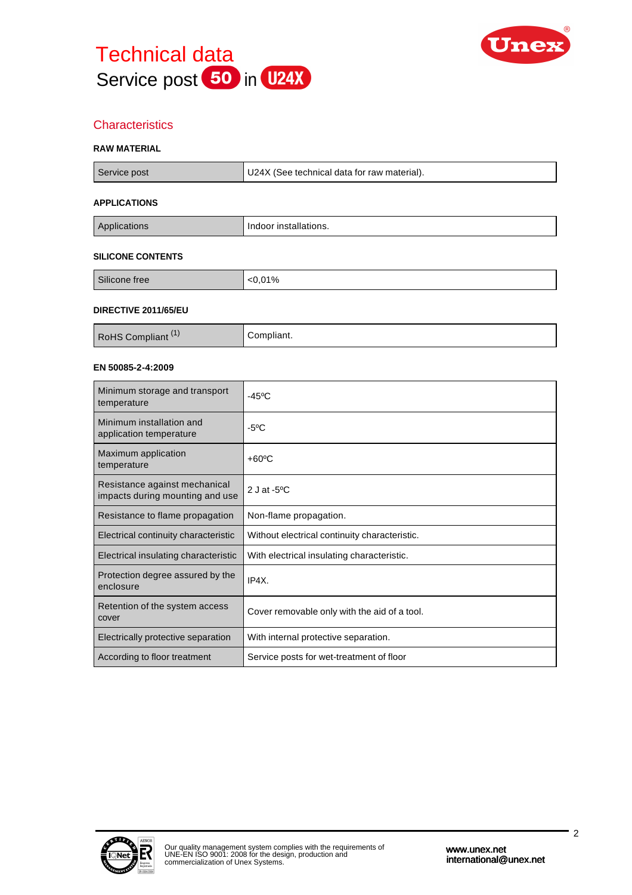# Technical data

Service post 50 in U24X

## Characteristics

### RAW MATERIAL

| | |
|---|---|
| Service post | U24X (See technical data for raw material). |

### APPLICATIONS

| | |
|---|---|
| Applications | Indoor installations. |

### SILICONE CONTENTS

| | |
|---|---|
| Silicone free | <0,01% |

### DIRECTIVE 2011/65/EU

| | |
|---|---|
| RoHS Compliant [1] | Compliant. |

### EN 50085-2-4:2009

| | |
|---|---|
| Minimum storage and transport temperature | -45ºC |
| Minimum installation and application temperature | -5ºC |
| Maximum application temperature | +60ºC |
| Resistance against mechanical impacts during mounting and use | 2 J at -5ºC |
| Resistance to flame propagation | Non-flame propagation. |
| Electrical continuity characteristic | Without electrical continuity characteristic. |
| Electrical insulating characteristic | With electrical insulating characteristic. |
| Protection degree assured by the enclosure | IP4X. |
| Retention of the system access cover | Cover removable only with the aid of a tool. |
| Electrically protective separation | With internal protective separation. |
| According to floor treatment | Service posts for wet-treatment of floor |

Our quality management system complies with the requirements of UNE-EN ISO 9001: 2008 for the design, production and commercialization of Unex Systems.

www.unex.net
international@unex.net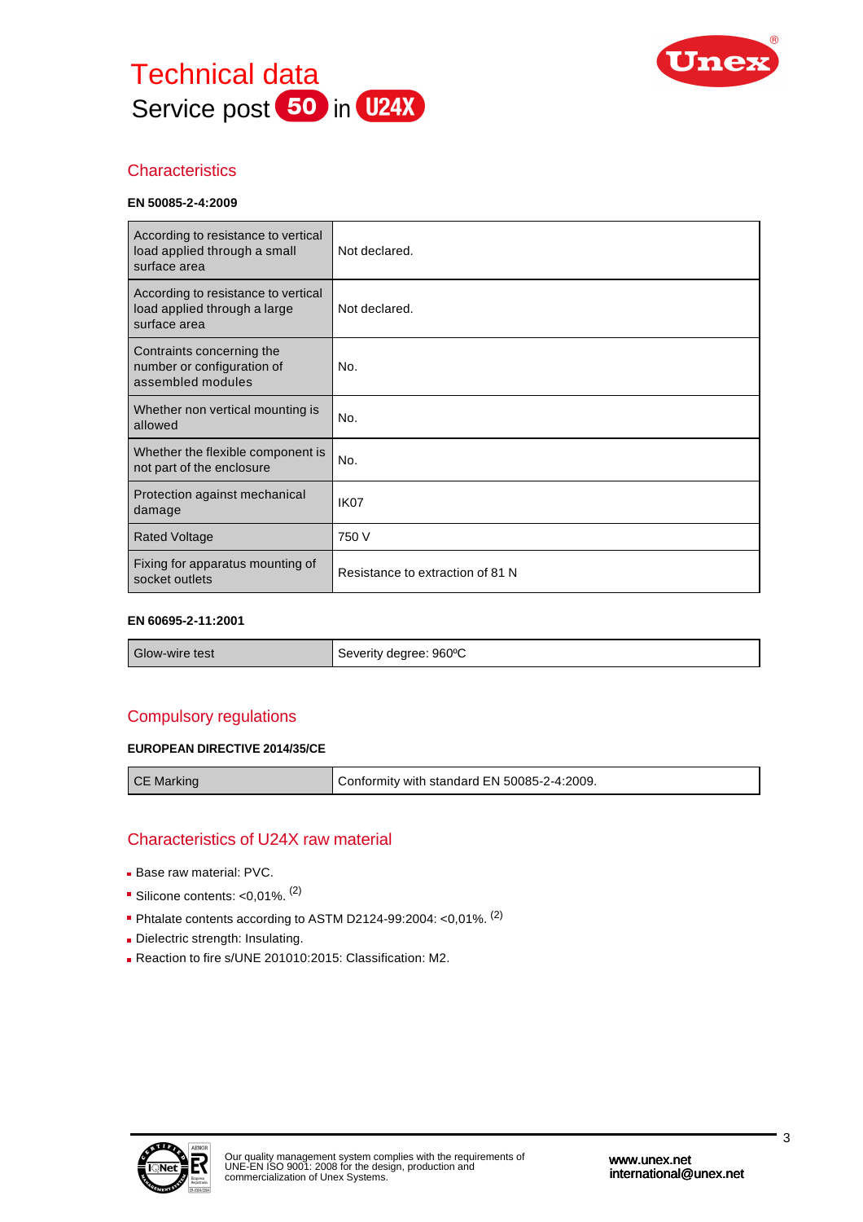# Technical data

Service post 50 in U24X

## Characteristics

**EN 50085-2-4:2009**

| | |
|---|---|
| According to resistance to vertical load applied through a small surface area | Not declared. |
| According to resistance to vertical load applied through a large surface area | Not declared. |
| Contraints concerning the number or configuration of assembled modules | No. |
| Whether non vertical mounting is allowed | No. |
| Whether the flexible component is not part of the enclosure | No. |
| Protection against mechanical damage | IK07 |
| Rated Voltage | 750 V |
| Fixing for apparatus mounting of socket outlets | Resistance to extraction of 81 N |

**EN 60695-2-11:2001**

| | |
|---|---|
| Glow-wire test | Severity degree: 960ºC |

## Compulsory regulations

**EUROPEAN DIRECTIVE 2014/35/CE**

| | |
|---|---|
| CE Marking | Conformity with standard EN 50085-2-4:2009. |

## Characteristics of U24X raw material

- Base raw material: PVC.
- Silicone contents: <0,01%. (2)
- Phtalate contents according to ASTM D2124-99:2004: <0,01%. (2)
- Dielectric strength: Insulating.
- Reaction to fire s/UNE 201010:2015: Classification: M2.

Our quality management system complies with the requirements of UNE-EN ISO 9001: 2008 for the design, production and commercialization of Unex Systems.

www.unex.net
international@unex.net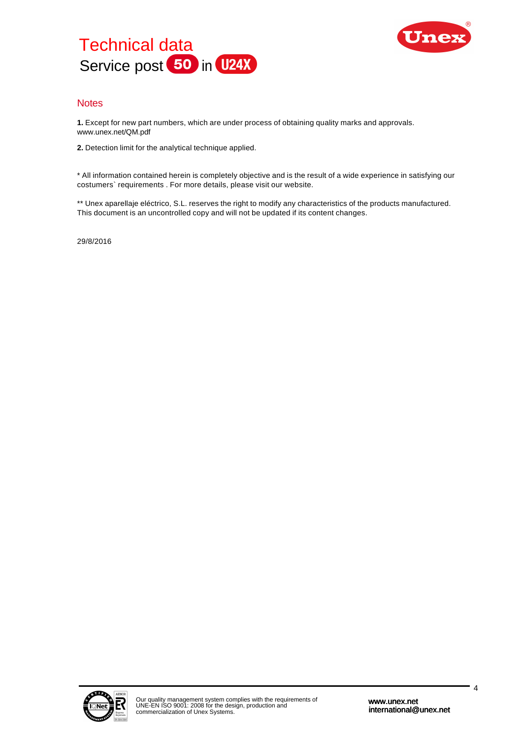# Technical data

Service post 50 in U24X

## Notes

**1.** Except for new part numbers, which are under process of obtaining quality marks and approvals. www.unex.net/QM.pdf

**2.** Detection limit for the analytical technique applied.

* All information contained herein is completely objective and is the result of a wide experience in satisfying our costumers` requirements . For more details, please visit our website.

** Unex aparellaje eléctrico, S.L. reserves the right to modify any characteristics of the products manufactured. This document is an uncontrolled copy and will not be updated if its content changes.

29/8/2016

Our quality management system complies with the requirements of UNE-EN ISO 9001: 2008 for the design, production and commercialization of Unex Systems.

www.unex.net
international@unex.net